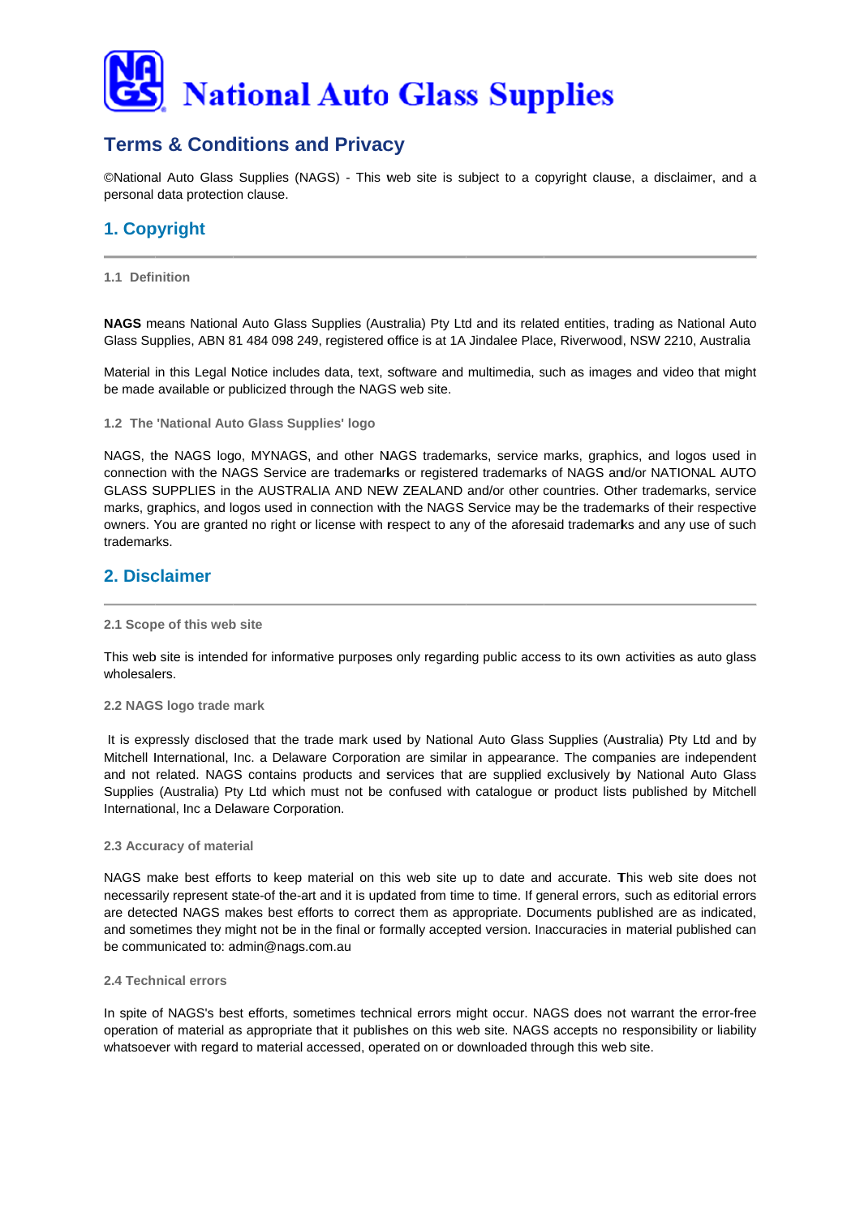# National Auto Glass Supplies

## Terms & Conditions and Privacy

©National Auto Glass Supplies (NAGS) - This web site is subject to a copyright clause, a disclaimer, and a personal data protection clause.

## 1. Copyright

### 1.1 Definition

**NAGS** means National Auto Glass Supplies (Australia) Pty Ltd and its related entities, trading as National Auto Glass Supplies, ABN 81 484 098 249, registered office is at 1A Jindalee Place, Riverwood, NSW 2210, Australia

Material in this Legal Notice includes data, text, software and multimedia, such as images and video that might be made available or publicized through the NAGS web site.

### 1.2 The 'National Auto Glass Supplies' logo

NAGS, the NAGS logo, MYNAGS, and other NAGS trademarks, service marks, graphics, and logos used in connection with the NAGS Service are trademarks or registered trademarks of NAGS and/or NATIONAL AUTO GLASS SUPPLIES in the AUSTRALIA AND NEW ZEALAND and/or other countries. Other trademarks, service marks, graphics, and logos used in connection with the NAGS Service may be the trademarks of their respective owners. You are granted no right or license with respect to any of the aforesaid trademarks and any use of such trademarks.

## 2. Disclaimer

### 2.1 Scope of this web site

This web site is intended for informative purposes only regarding public access to its own activities as auto glass wholesalers.

### 2.2 NAGS logo trade mark

It is expressly disclosed that the trade mark used by National Auto Glass Supplies (Australia) Pty Ltd and by Mitchell International, Inc. a Delaware Corporation are similar in appearance. The companies are independent and not related. NAGS contains products and services that are supplied exclusively by National Auto Glass Supplies (Australia) Pty Ltd which must not be confused with catalogue or product lists published by Mitchell International, Inc a Delaware Corporation.

### 2.3 Accuracy of material

NAGS make best efforts to keep material on this web site up to date and accurate. This web site does not necessarily represent state-of the-art and it is updated from time to time. If general errors, such as editorial errors are detected NAGS makes best efforts to correct them as appropriate. Documents published are as indicated, and sometimes they might not be in the final or formally accepted version. Inaccuracies in material published can be communicated to: admin@nags.com.au

### 2.4 Technical errors

In spite of NAGS's best efforts, sometimes technical errors might occur. NAGS does not warrant the error-free operation of material as appropriate that it publishes on this web site. NAGS accepts no responsibility or liability whatsoever with regard to material accessed, operated on or downloaded through this web site.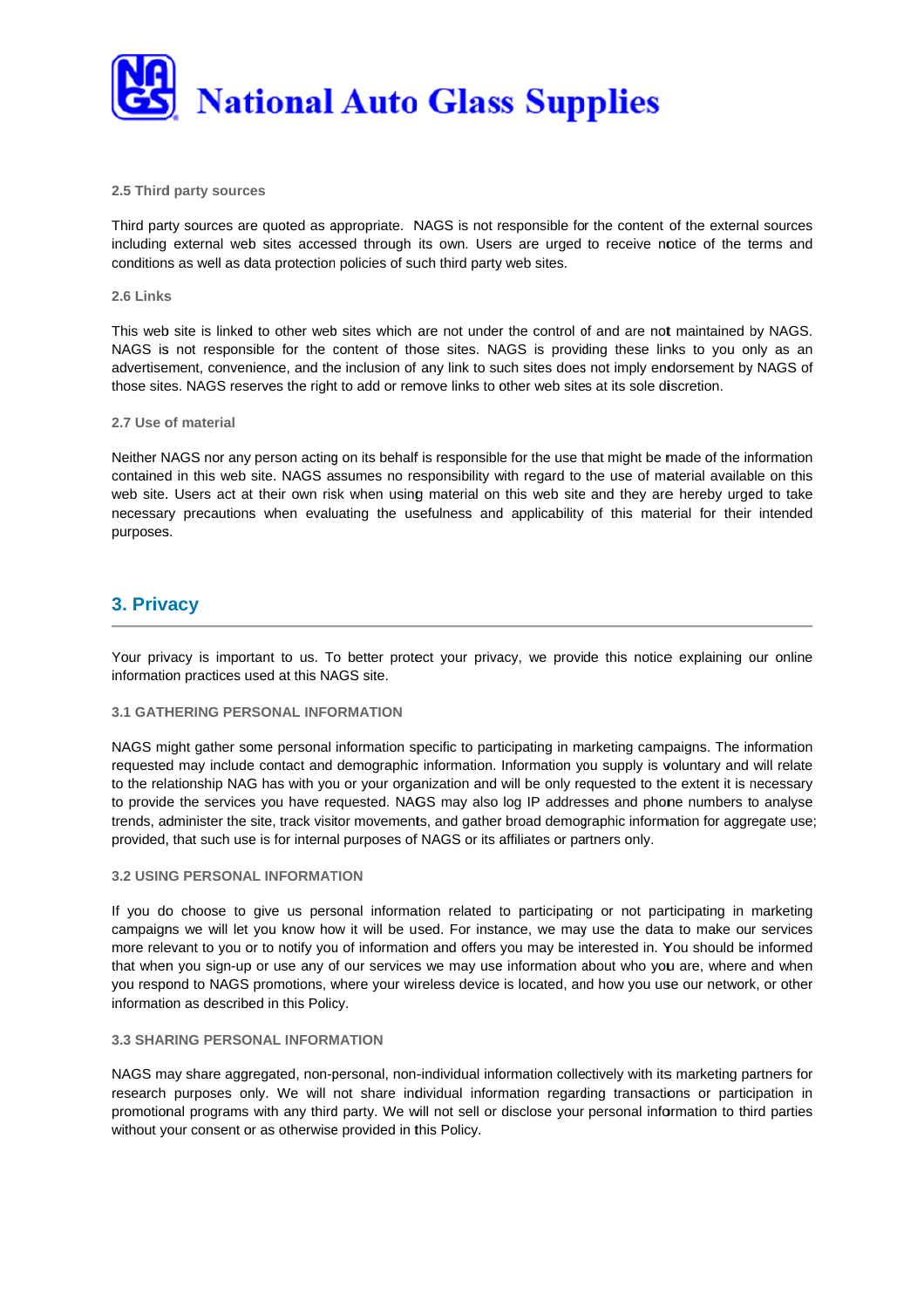#### 2.5 Third party sources

Third party sources are quoted as appropriate.  NAGS is not responsible for the content of the external sources including external web sites accessed through its own. Users are urged to receive notice of the terms and conditions as well as data protection policies of such third party web sites.

#### 2.6 Links

This web site is linked to other web sites which are not under the control of and are not maintained by NAGS. NAGS is not responsible for the content of those sites. NAGS is providing these links to you only as an advertisement, convenience, and the inclusion of any link to such sites does not imply endorsement by NAGS of those sites. NAGS reserves the right to add or remove links to other web sites at its sole discretion.

#### 2.7 Use of material

Neither NAGS nor any person acting on its behalf is responsible for the use that might be made of the information contained in this web site. NAGS assumes no responsibility with regard to the use of material available on this web site. Users act at their own risk when using material on this web site and they are hereby urged to take necessary precautions when evaluating the usefulness and applicability of this material for their intended purposes.

## 3. Privacy

Your privacy is important to us. To better protect your privacy, we provide this notice explaining our online information practices used at this NAGS site.

#### 3.1 GATHERING PERSONAL INFORMATION

NAGS might gather some personal information specific to participating in marketing campaigns. The information requested may include contact and demographic information. Information you supply is voluntary and will relate to the relationship NAG has with you or your organization and will be only requested to the extent it is necessary to provide the services you have requested. NAGS may also log IP addresses and phone numbers to analyse trends, administer the site, track visitor movements, and gather broad demographic information for aggregate use; provided, that such use is for internal purposes of NAGS or its affiliates or partners only.

#### 3.2 USING PERSONAL INFORMATION

If you do choose to give us personal information related to participating or not participating in marketing campaigns we will let you know how it will be used. For instance, we may use the data to make our services more relevant to you or to notify you of information and offers you may be interested in. You should be informed that when you sign-up or use any of our services we may use information about who you are, where and when you respond to NAGS promotions, where your wireless device is located, and how you use our network, or other information as described in this Policy.

#### 3.3 SHARING PERSONAL INFORMATION

NAGS may share aggregated, non-personal, non-individual information collectively with its marketing partners for research purposes only. We will not share individual information regarding transactions or participation in promotional programs with any third party. We will not sell or disclose your personal information to third parties without your consent or as otherwise provided in this Policy.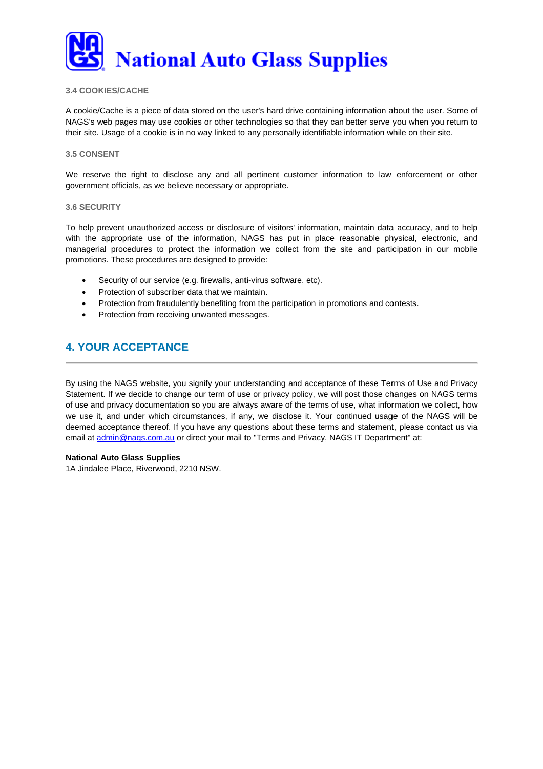### 3.4 COOKIES/CACHE

A cookie/Cache is a piece of data stored on the user's hard drive containing information about the user. Some of NAGS's web pages may use cookies or other technologies so that they can better serve you when you return to their site. Usage of a cookie is in no way linked to any personally identifiable information while on their site.

### 3.5 CONSENT

We reserve the right to disclose any and all pertinent customer information to law enforcement or other government officials, as we believe necessary or appropriate.

### 3.6 SECURITY

To help prevent unauthorized access or disclosure of visitors' information, maintain data accuracy, and to help with the appropriate use of the information, NAGS has put in place reasonable physical, electronic, and managerial procedures to protect the information we collect from the site and participation in our mobile promotions. These procedures are designed to provide:

- Security of our service (e.g. firewalls, anti-virus software, etc).
- Protection of subscriber data that we maintain.
- Protection from fraudulently benefiting from the participation in promotions and contests.
- Protection from receiving unwanted messages.

## 4. YOUR ACCEPTANCE

By using the NAGS website, you signify your understanding and acceptance of these Terms of Use and Privacy Statement. If we decide to change our term of use or privacy policy, we will post those changes on NAGS terms of use and privacy documentation so you are always aware of the terms of use, what information we collect, how we use it, and under which circumstances, if any, we disclose it. Your continued usage of the NAGS will be deemed acceptance thereof. If you have any questions about these terms and statement, please contact us via email at admin@nags.com.au or direct your mail to "Terms and Privacy, NAGS IT Department" at:

**National Auto Glass Supplies**
1A Jindalee Place, Riverwood, 2210 NSW.